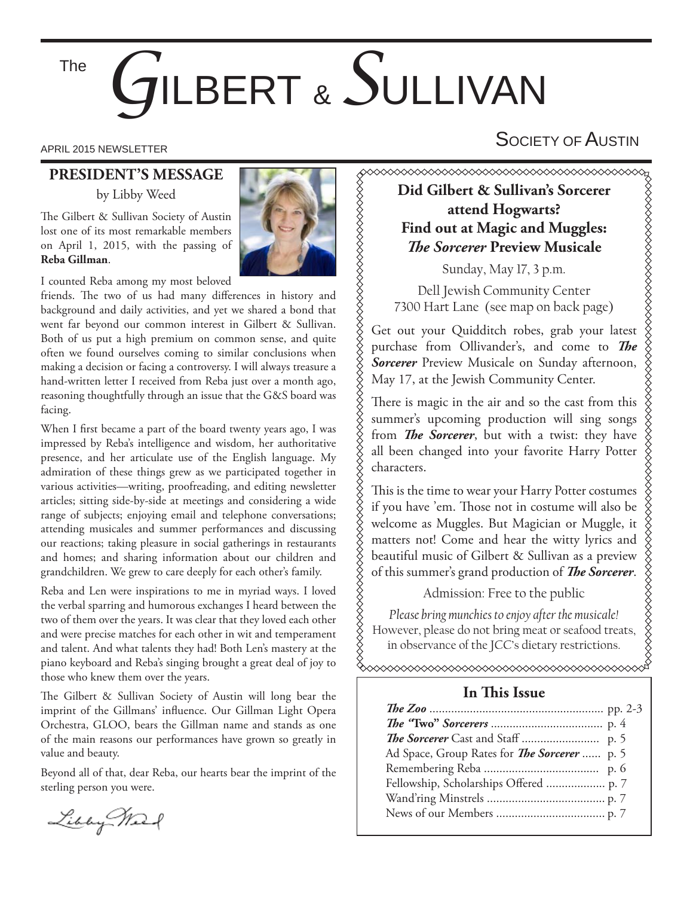# The Gilbert & Sullivan Society of Austin

APRIL 2015 NEWSLETTER

## PRESIDENT'S MESSAGE

by Libby Weed

The Gilbert & Sullivan Society of Austin lost one of its most remarkable members on April 1, 2015, with the passing of **Reba Gillman**.

I counted Reba among my most beloved friends. The two of us had many differences in history and background and daily activities, and yet we shared a bond that went far beyond our common interest in Gilbert & Sullivan. Both of us put a high premium on common sense, and quite often we found ourselves coming to similar conclusions when making a decision or facing a controversy. I will always treasure a hand-written letter I received from Reba just over a month ago, reasoning thoughtfully through an issue that the G&S board was facing.

When I first became a part of the board twenty years ago, I was impressed by Reba's intelligence and wisdom, her authoritative presence, and her articulate use of the English language. My admiration of these things grew as we participated together in various activities—writing, proofreading, and editing newsletter articles; sitting side-by-side at meetings and considering a wide range of subjects; enjoying email and telephone conversations; attending musicales and summer performances and discussing our reactions; taking pleasure in social gatherings in restaurants and homes; and sharing information about our children and grandchildren. We grew to care deeply for each other's family.

Reba and Len were inspirations to me in myriad ways. I loved the verbal sparring and humorous exchanges I heard between the two of them over the years. It was clear that they loved each other and were precise matches for each other in wit and temperament and talent. And what talents they had! Both Len's mastery at the piano keyboard and Reba's singing brought a great deal of joy to those who knew them over the years.

The Gilbert & Sullivan Society of Austin will long bear the imprint of the Gillmans' influence. Our Gillman Light Opera Orchestra, GLOO, bears the Gillman name and stands as one of the main reasons our performances have grown so greatly in value and beauty.

Beyond all of that, dear Reba, our hearts bear the imprint of the sterling person you were.

Libby Weed

## Did Gilbert & Sullivan's Sorcerer attend Hogwarts? Find out at Magic and Muggles: *The Sorcerer* Preview Musicale

Sunday, May 17, 3 p.m.

Dell Jewish Community Center
7300 Hart Lane (see map on back page)

Get out your Quidditch robes, grab your latest purchase from Ollivander's, and come to ***The Sorcerer*** Preview Musicale on Sunday afternoon, May 17, at the Jewish Community Center.

There is magic in the air and so the cast from this summer's upcoming production will sing songs from ***The Sorcerer***, but with a twist: they have all been changed into your favorite Harry Potter characters.

This is the time to wear your Harry Potter costumes if you have 'em. Those not in costume will also be welcome as Muggles. But Magician or Muggle, it matters not! Come and hear the witty lyrics and beautiful music of Gilbert & Sullivan as a preview of this summer's grand production of ***The Sorcerer***.

Admission: Free to the public

*Please bring munchies to enjoy after the musicale!*
However, please do not bring meat or seafood treats, in observance of the JCC's dietary restrictions.

## In This Issue

- ***The Zoo*** ........ pp. 2-3
- ***The "Two" Sorcerers*** ........ p. 4
- ***The Sorcerer*** Cast and Staff ........ p. 5
- Ad Space, Group Rates for ***The Sorcerer*** ........ p. 5
- Remembering Reba ........ p. 6
- Fellowship, Scholarships Offered ........ p. 7
- Wand'ring Minstrels ........ p. 7
- News of our Members ........ p. 7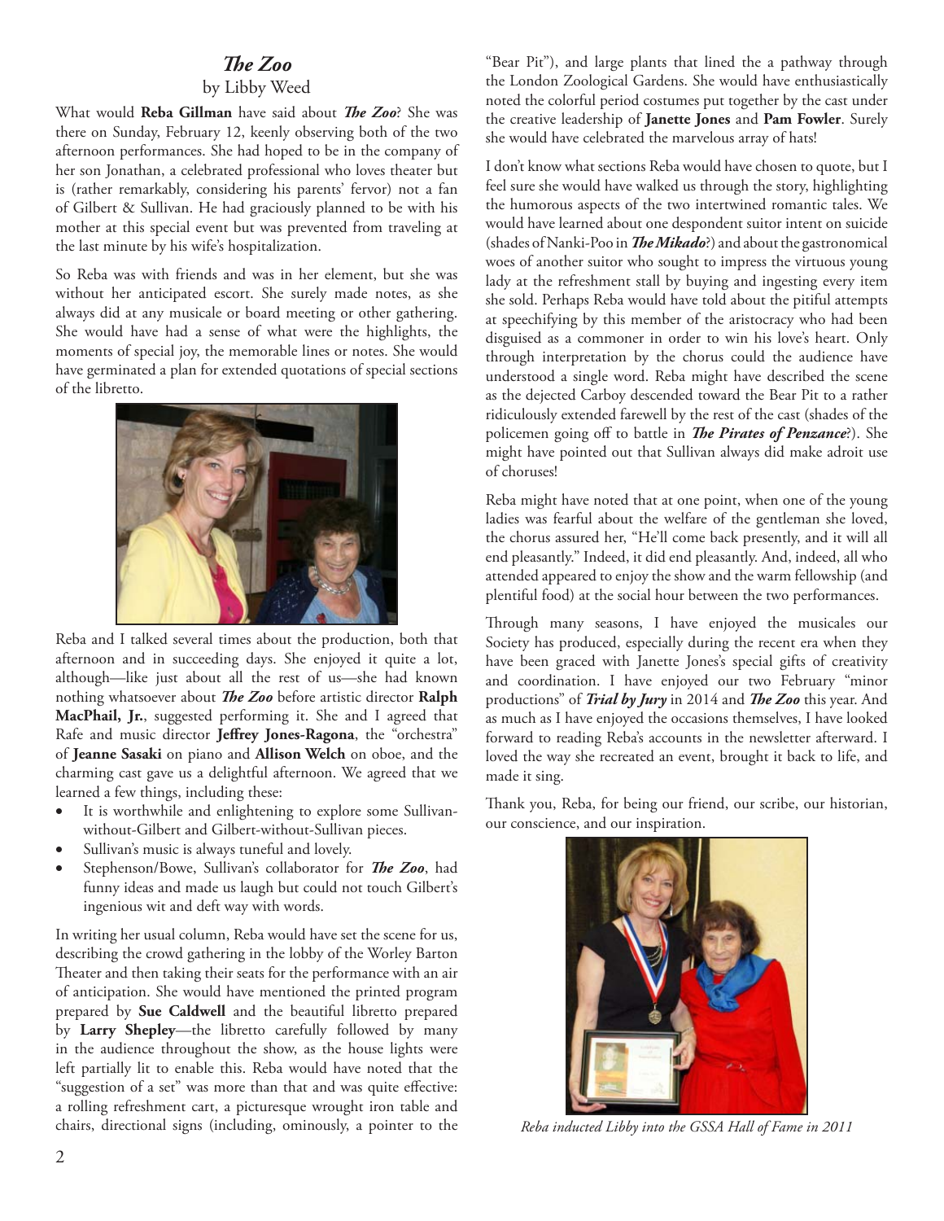## ***The Zoo***

by Libby Weed

What would **Reba Gillman** have said about ***The Zoo***? She was there on Sunday, February 12, keenly observing both of the two afternoon performances. She had hoped to be in the company of her son Jonathan, a celebrated professional who loves theater but is (rather remarkably, considering his parents' fervor) not a fan of Gilbert & Sullivan. He had graciously planned to be with his mother at this special event but was prevented from traveling at the last minute by his wife's hospitalization.

So Reba was with friends and was in her element, but she was without her anticipated escort. She surely made notes, as she always did at any musicale or board meeting or other gathering. She would have had a sense of what were the highlights, the moments of special joy, the memorable lines or notes. She would have germinated a plan for extended quotations of special sections of the libretto.

Reba and I talked several times about the production, both that afternoon and in succeeding days. She enjoyed it quite a lot, although—like just about all the rest of us—she had known nothing whatsoever about ***The Zoo*** before artistic director **Ralph MacPhail, Jr.**, suggested performing it. She and I agreed that Rafe and music director **Jeffrey Jones-Ragona**, the "orchestra" of **Jeanne Sasaki** on piano and **Allison Welch** on oboe, and the charming cast gave us a delightful afternoon. We agreed that we learned a few things, including these:

- It is worthwhile and enlightening to explore some Sullivan-without-Gilbert and Gilbert-without-Sullivan pieces.
- Sullivan's music is always tuneful and lovely.
- Stephenson/Bowe, Sullivan's collaborator for ***The Zoo***, had funny ideas and made us laugh but could not touch Gilbert's ingenious wit and deft way with words.

In writing her usual column, Reba would have set the scene for us, describing the crowd gathering in the lobby of the Worley Barton Theater and then taking their seats for the performance with an air of anticipation. She would have mentioned the printed program prepared by **Sue Caldwell** and the beautiful libretto prepared by **Larry Shepley**—the libretto carefully followed by many in the audience throughout the show, as the house lights were left partially lit to enable this. Reba would have noted that the "suggestion of a set" was more than that and was quite effective: a rolling refreshment cart, a picturesque wrought iron table and chairs, directional signs (including, ominously, a pointer to the "Bear Pit"), and large plants that lined the a pathway through the London Zoological Gardens. She would have enthusiastically noted the colorful period costumes put together by the cast under the creative leadership of **Janette Jones** and **Pam Fowler**. Surely she would have celebrated the marvelous array of hats!

I don't know what sections Reba would have chosen to quote, but I feel sure she would have walked us through the story, highlighting the humorous aspects of the two intertwined romantic tales. We would have learned about one despondent suitor intent on suicide (shades of Nanki-Poo in ***The Mikado***?) and about the gastronomical woes of another suitor who sought to impress the virtuous young lady at the refreshment stall by buying and ingesting every item she sold. Perhaps Reba would have told about the pitiful attempts at speechifying by this member of the aristocracy who had been disguised as a commoner in order to win his love's heart. Only through interpretation by the chorus could the audience have understood a single word. Reba might have described the scene as the dejected Carboy descended toward the Bear Pit to a rather ridiculously extended farewell by the rest of the cast (shades of the policemen going off to battle in ***The Pirates of Penzance***?). She might have pointed out that Sullivan always did make adroit use of choruses!

Reba might have noted that at one point, when one of the young ladies was fearful about the welfare of the gentleman she loved, the chorus assured her, "He'll come back presently, and it will all end pleasantly." Indeed, it did end pleasantly. And, indeed, all who attended appeared to enjoy the show and the warm fellowship (and plentiful food) at the social hour between the two performances.

Through many seasons, I have enjoyed the musicales our Society has produced, especially during the recent era when they have been graced with Janette Jones's special gifts of creativity and coordination. I have enjoyed our two February "minor productions" of ***Trial by Jury*** in 2014 and ***The Zoo*** this year. And as much as I have enjoyed the occasions themselves, I have looked forward to reading Reba's accounts in the newsletter afterward. I loved the way she recreated an event, brought it back to life, and made it sing.

Thank you, Reba, for being our friend, our scribe, our historian, our conscience, and our inspiration.

*Reba inducted Libby into the GSSA Hall of Fame in 2011*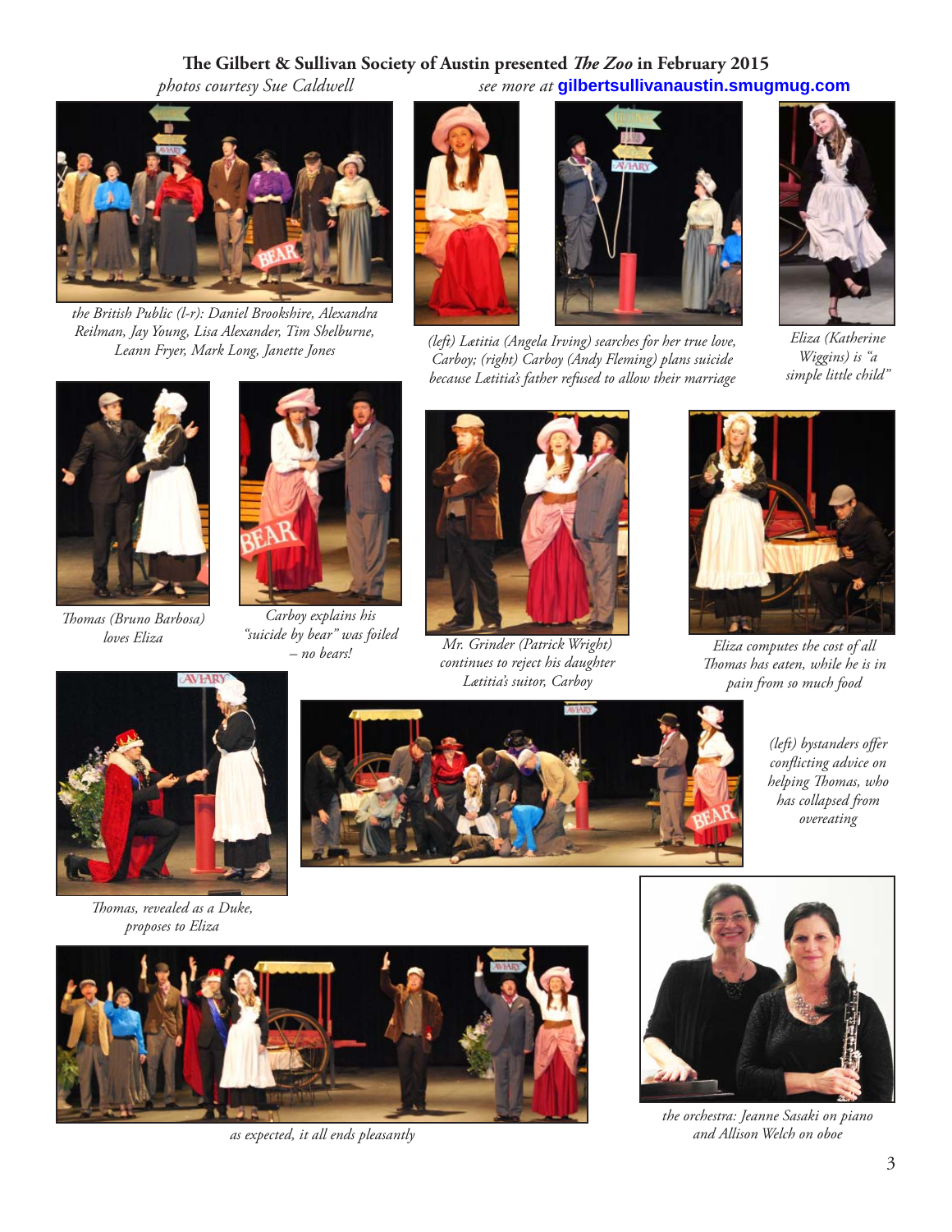**The Gilbert & Sullivan Society of Austin presented *The Zoo* in February 2015**

*photos courtesy Sue Caldwell* *see more at* **gilbertsullivanaustin.smugmug.com**

*the British Public (l-r): Daniel Brookshire, Alexandra Reilman, Jay Young, Lisa Alexander, Tim Shelburne, Leann Fryer, Mark Long, Janette Jones*

*(left) Lætitia (Angela Irving) searches for her true love, Carboy; (right) Carboy (Andy Fleming) plans suicide because Lætitia's father refused to allow their marriage*

*Eliza (Katherine Wiggins) is "a simple little child"*

*Thomas (Bruno Barbosa) loves Eliza*

*Carboy explains his "suicide by bear" was foiled – no bears!*

*Mr. Grinder (Patrick Wright) continues to reject his daughter Lætitia's suitor, Carboy*

*Eliza computes the cost of all Thomas has eaten, while he is in pain from so much food*

*Thomas, revealed as a Duke, proposes to Eliza*

*(left) bystanders offer conflicting advice on helping Thomas, who has collapsed from overeating*

*as expected, it all ends pleasantly*

*the orchestra: Jeanne Sasaki on piano and Allison Welch on oboe*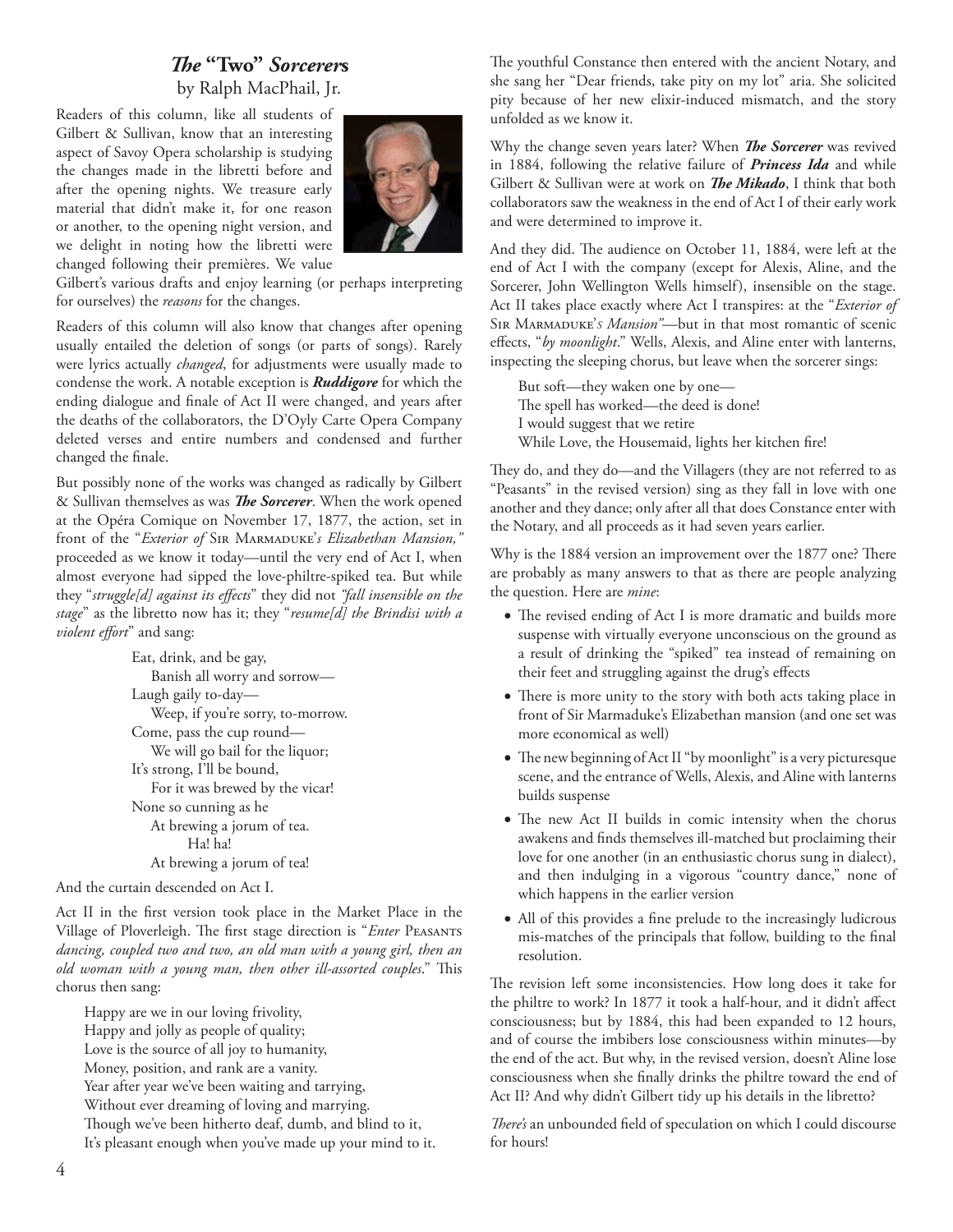# *The* "Two" *Sorcerers*

by Ralph MacPhail, Jr.

Readers of this column, like all students of Gilbert & Sullivan, know that an interesting aspect of Savoy Opera scholarship is studying the changes made in the libretti before and after the opening nights. We treasure early material that didn't make it, for one reason or another, to the opening night version, and we delight in noting how the libretti were changed following their premières. We value Gilbert's various drafts and enjoy learning (or perhaps interpreting for ourselves) the *reasons* for the changes.

Readers of this column will also know that changes after opening usually entailed the deletion of songs (or parts of songs). Rarely were lyrics actually *changed*, for adjustments were usually made to condense the work. A notable exception is ***Ruddigore*** for which the ending dialogue and finale of Act II were changed, and years after the deaths of the collaborators, the D'Oyly Carte Opera Company deleted verses and entire numbers and condensed and further changed the finale.

But possibly none of the works was changed as radically by Gilbert & Sullivan themselves as was ***The Sorcerer***. When the work opened at the Opéra Comique on November 17, 1877, the action, set in front of the "*Exterior of* Sir Marmaduke*'s Elizabethan Mansion,"* proceeded as we know it today—until the very end of Act I, when almost everyone had sipped the love-philtre-spiked tea. But while they "*struggle[d] against its effects*" they did not *"fall insensible on the stage*" as the libretto now has it; they "*resume[d] the Brindisi with a violent effort*" and sang:

> Eat, drink, and be gay,
> Banish all worry and sorrow—
> Laugh gaily to-day—
> Weep, if you're sorry, to-morrow.
> Come, pass the cup round—
> We will go bail for the liquor;
> It's strong, I'll be bound,
> For it was brewed by the vicar!
> None so cunning as he
> At brewing a jorum of tea.
> Ha! ha!
> At brewing a jorum of tea!

And the curtain descended on Act I.

Act II in the first version took place in the Market Place in the Village of Ploverleigh. The first stage direction is "*Enter* Peasants *dancing, coupled two and two, an old man with a young girl, then an old woman with a young man, then other ill-assorted couples*." This chorus then sang:

> Happy are we in our loving frivolity,
> Happy and jolly as people of quality;
> Love is the source of all joy to humanity,
> Money, position, and rank are a vanity.
> Year after year we've been waiting and tarrying,
> Without ever dreaming of loving and marrying.
> Though we've been hitherto deaf, dumb, and blind to it,
> It's pleasant enough when you've made up your mind to it.

The youthful Constance then entered with the ancient Notary, and she sang her "Dear friends, take pity on my lot" aria. She solicited pity because of her new elixir-induced mismatch, and the story unfolded as we know it.

Why the change seven years later? When ***The Sorcerer*** was revived in 1884, following the relative failure of ***Princess Ida*** and while Gilbert & Sullivan were at work on ***The Mikado***, I think that both collaborators saw the weakness in the end of Act I of their early work and were determined to improve it.

And they did. The audience on October 11, 1884, were left at the end of Act I with the company (except for Alexis, Aline, and the Sorcerer, John Wellington Wells himself), insensible on the stage. Act II takes place exactly where Act I transpires: at the "*Exterior of* Sir Marmaduke*'s Mansion"*—but in that most romantic of scenic effects, "*by moonlight*." Wells, Alexis, and Aline enter with lanterns, inspecting the sleeping chorus, but leave when the sorcerer sings:

> But soft—they waken one by one—
> The spell has worked—the deed is done!
> I would suggest that we retire
> While Love, the Housemaid, lights her kitchen fire!

They do, and they do—and the Villagers (they are not referred to as "Peasants" in the revised version) sing as they fall in love with one another and they dance; only after all that does Constance enter with the Notary, and all proceeds as it had seven years earlier.

Why is the 1884 version an improvement over the 1877 one? There are probably as many answers to that as there are people analyzing the question. Here are *mine*:

- The revised ending of Act I is more dramatic and builds more suspense with virtually everyone unconscious on the ground as a result of drinking the "spiked" tea instead of remaining on their feet and struggling against the drug's effects
- There is more unity to the story with both acts taking place in front of Sir Marmaduke's Elizabethan mansion (and one set was more economical as well)
- The new beginning of Act II "by moonlight" is a very picturesque scene, and the entrance of Wells, Alexis, and Aline with lanterns builds suspense
- The new Act II builds in comic intensity when the chorus awakens and finds themselves ill-matched but proclaiming their love for one another (in an enthusiastic chorus sung in dialect), and then indulging in a vigorous "country dance," none of which happens in the earlier version
- All of this provides a fine prelude to the increasingly ludicrous mis-matches of the principals that follow, building to the final resolution.

The revision left some inconsistencies. How long does it take for the philtre to work? In 1877 it took a half-hour, and it didn't affect consciousness; but by 1884, this had been expanded to 12 hours, and of course the imbibers lose consciousness within minutes—by the end of the act. But why, in the revised version, doesn't Aline lose consciousness when she finally drinks the philtre toward the end of Act II? And why didn't Gilbert tidy up his details in the libretto?

*There's* an unbounded field of speculation on which I could discourse for hours!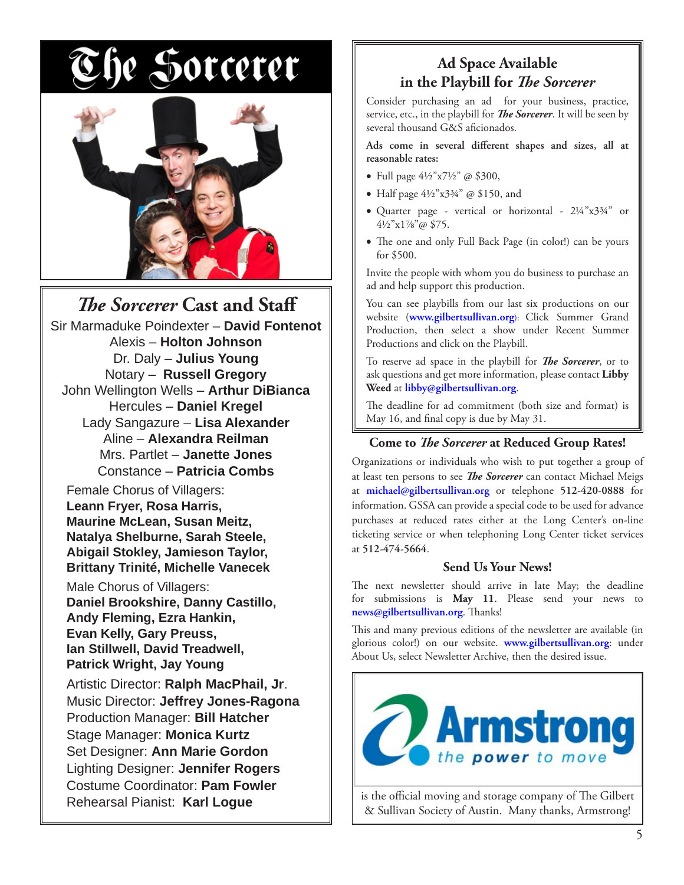# The Sorcerer

## *The Sorcerer* Cast and Staff

Sir Marmaduke Poindexter – **David Fontenot**
Alexis – **Holton Johnson**
Dr. Daly – **Julius Young**
Notary – **Russell Gregory**
John Wellington Wells – **Arthur DiBianca**
Hercules – **Daniel Kregel**
Lady Sangazure – **Lisa Alexander**
Aline – **Alexandra Reilman**
Mrs. Partlet – **Janette Jones**
Constance – **Patricia Combs**

Female Chorus of Villagers:
**Leann Fryer, Rosa Harris, Maurine McLean, Susan Meitz, Natalya Shelburne, Sarah Steele, Abigail Stokley, Jamieson Taylor, Brittany Trinité, Michelle Vanecek**

Male Chorus of Villagers:
**Daniel Brookshire, Danny Castillo, Andy Fleming, Ezra Hankin, Evan Kelly, Gary Preuss, Ian Stillwell, David Treadwell, Patrick Wright, Jay Young**

Artistic Director: **Ralph MacPhail, Jr.**
Music Director: **Jeffrey Jones-Ragona**
Production Manager: **Bill Hatcher**
Stage Manager: **Monica Kurtz**
Set Designer: **Ann Marie Gordon**
Lighting Designer: **Jennifer Rogers**
Costume Coordinator: **Pam Fowler**
Rehearsal Pianist: **Karl Logue**

## Ad Space Available in the Playbill for *The Sorcerer*

Consider purchasing an ad for your business, practice, service, etc., in the playbill for ***The Sorcerer***. It will be seen by several thousand G&S aficionados.

**Ads come in several different shapes and sizes, all at reasonable rates:**

- Full page 4½"x7½" @ $300,
- Half page 4½"x3¾" @ $150, and
- Quarter page - vertical or horizontal - 2¼"x3¾" or 4½"x1⅞"@ $75.
- The one and only Full Back Page (in color!) can be yours for $500.

Invite the people with whom you do business to purchase an ad and help support this production.

You can see playbills from our last six productions on our website (www.gilbertsullivan.org): Click Summer Grand Production, then select a show under Recent Summer Productions and click on the Playbill.

To reserve ad space in the playbill for ***The Sorcerer***, or to ask questions and get more information, please contact **Libby Weed** at libby@gilbertsullivan.org.

The deadline for ad commitment (both size and format) is May 16, and final copy is due by May 31.

## Come to *The Sorcerer* at Reduced Group Rates!

Organizations or individuals who wish to put together a group of at least ten persons to see ***The Sorcerer*** can contact Michael Meigs at **michael@gilbertsullivan.org** or telephone **512-420-0888** for information. GSSA can provide a special code to be used for advance purchases at reduced rates either at the Long Center's on-line ticketing service or when telephoning Long Center ticket services at **512-474-5664**.

## Send Us Your News!

The next newsletter should arrive in late May; the deadline for submissions is **May 11**. Please send your news to **news@gilbertsullivan.org**. Thanks!

This and many previous editions of the newsletter are available (in glorious color!) on our website. **www.gilbertsullivan.org**: under About Us, select Newsletter Archive, then the desired issue.

Armstrong
the power to move

is the official moving and storage company of The Gilbert & Sullivan Society of Austin. Many thanks, Armstrong!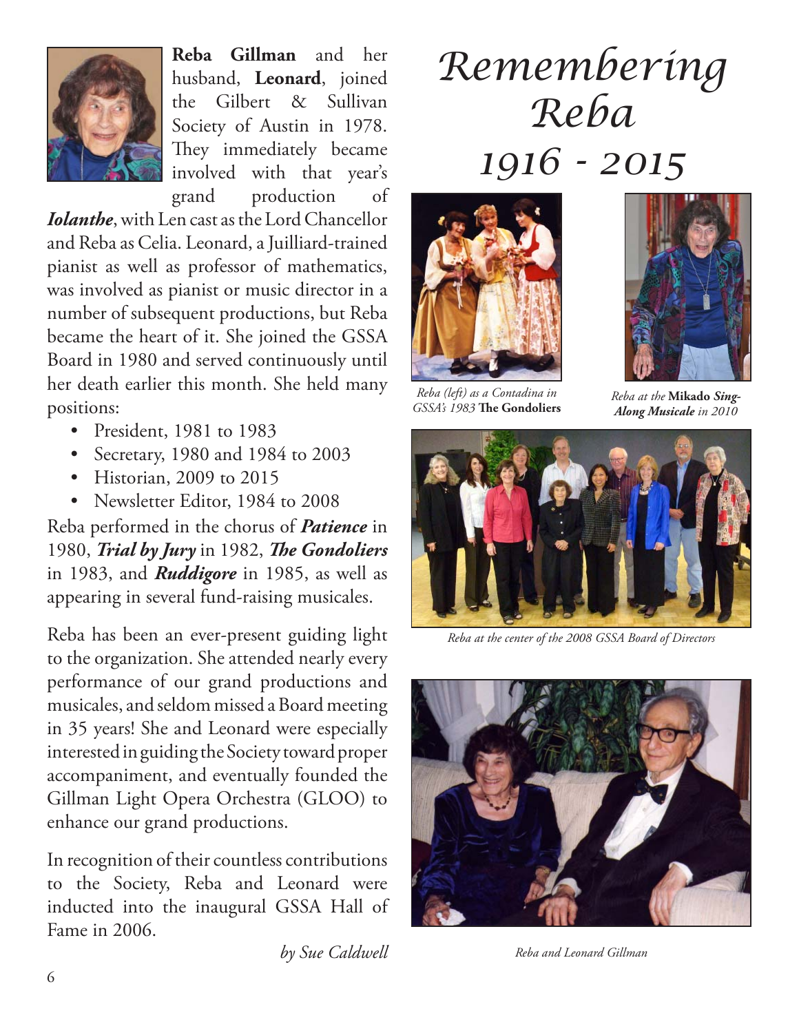# Remembering Reba
## 1916 - 2015

**Reba Gillman** and her husband, **Leonard**, joined the Gilbert & Sullivan Society of Austin in 1978. They immediately became involved with that year's grand production of ***Iolanthe***, with Len cast as the Lord Chancellor and Reba as Celia. Leonard, a Juilliard-trained pianist as well as professor of mathematics, was involved as pianist or music director in a number of subsequent productions, but Reba became the heart of it. She joined the GSSA Board in 1980 and served continuously until her death earlier this month. She held many positions:

- President, 1981 to 1983
- Secretary, 1980 and 1984 to 2003
- Historian, 2009 to 2015
- Newsletter Editor, 1984 to 2008

Reba performed in the chorus of ***Patience*** in 1980, ***Trial by Jury*** in 1982, ***The Gondoliers*** in 1983, and ***Ruddigore*** in 1985, as well as appearing in several fund-raising musicales.

Reba has been an ever-present guiding light to the organization. She attended nearly every performance of our grand productions and musicales, and seldom missed a Board meeting in 35 years! She and Leonard were especially interested in guiding the Society toward proper accompaniment, and eventually founded the Gillman Light Opera Orchestra (GLOO) to enhance our grand productions.

In recognition of their countless contributions to the Society, Reba and Leonard were inducted into the inaugural GSSA Hall of Fame in 2006.

*by Sue Caldwell*

*Reba (left) as a Contadina in GSSA's 1983* **The Gondoliers**

*Reba at the* **Mikado** ***Sing-Along Musicale*** *in 2010*

*Reba at the center of the 2008 GSSA Board of Directors*

*Reba and Leonard Gillman*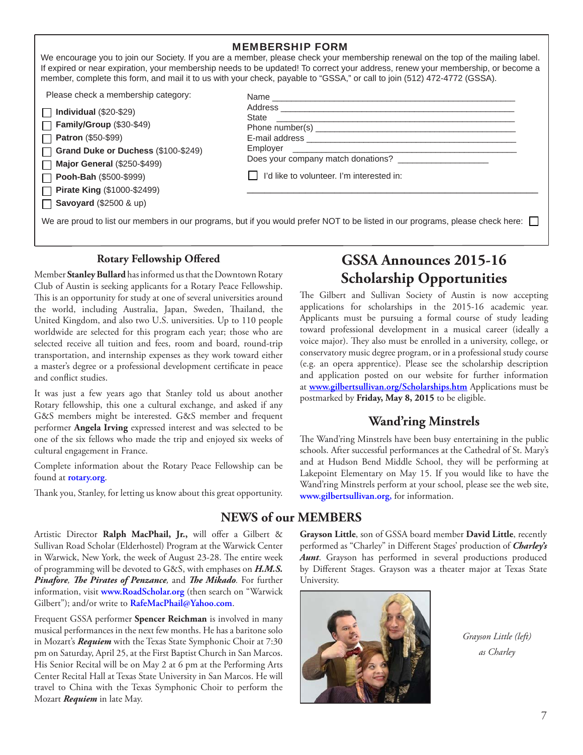## MEMBERSHIP FORM

We encourage you to join our Society. If you are a member, please check your membership renewal on the top of the mailing label. If expired or near expiration, your membership needs to be updated! To correct your address, renew your membership, or become a member, complete this form, and mail it to us with your check, payable to "GSSA," or call to join (512) 472-4772 (GSSA).

Please check a membership category:

- ☐ **Individual** ($20-$29)
- ☐ **Family/Group** ($30-$49)
- ☐ **Patron** ($50-$99)
- ☐ **Grand Duke or Duchess** ($100-$249)
- ☐ **Major General** ($250-$499)
- ☐ **Pooh-Bah** ($500-$999)
- ☐ **Pirate King** ($1000-$2499)
- ☐ **Savoyard** ($2500 & up)

Name ______________________________________________

Address ____________________________________________

State ______________________________________________

Phone number(s) _____________________________________

E-mail address _______________________________________

Employer ___________________________________________

Does your company match donations? ___________________

☐ I'd like to volunteer. I'm interested in:

____________________________________________________

We are proud to list our members in our programs, but if you would prefer NOT to be listed in our programs, please check here: ☐

## Rotary Fellowship Offered

Member **Stanley Bullard** has informed us that the Downtown Rotary Club of Austin is seeking applicants for a Rotary Peace Fellowship. This is an opportunity for study at one of several universities around the world, including Australia, Japan, Sweden, Thailand, the United Kingdom, and also two U.S. universities. Up to 110 people worldwide are selected for this program each year; those who are selected receive all tuition and fees, room and board, round-trip transportation, and internship expenses as they work toward either a master's degree or a professional development certificate in peace and conflict studies.

It was just a few years ago that Stanley told us about another Rotary fellowship, this one a cultural exchange, and asked if any G&S members might be interested. G&S member and frequent performer **Angela Irving** expressed interest and was selected to be one of the six fellows who made the trip and enjoyed six weeks of cultural engagement in France.

Complete information about the Rotary Peace Fellowship can be found at **rotary.org**.

Thank you, Stanley, for letting us know about this great opportunity.

## GSSA Announces 2015-16 Scholarship Opportunities

The Gilbert and Sullivan Society of Austin is now accepting applications for scholarships in the 2015-16 academic year. Applicants must be pursuing a formal course of study leading toward professional development in a musical career (ideally a voice major). They also must be enrolled in a university, college, or conservatory music degree program, or in a professional study course (e.g. an opera apprentice). Please see the scholarship description and application posted on our website for further information at **www.gilbertsullivan.org/Scholarships.htm** Applications must be postmarked by **Friday, May 8, 2015** to be eligible.

## Wand'ring Minstrels

The Wand'ring Minstrels have been busy entertaining in the public schools. After successful performances at the Cathedral of St. Mary's and at Hudson Bend Middle School, they will be performing at Lakepoint Elementary on May 15. If you would like to have the Wand'ring Minstrels perform at your school, please see the web site, **www.gilbertsullivan.org**, for information.

## NEWS of our MEMBERS

Artistic Director **Ralph MacPhail, Jr.,** will offer a Gilbert & Sullivan Road Scholar (Elderhostel) Program at the Warwick Center in Warwick, New York, the week of August 23-28. The entire week of programming will be devoted to G&S, with emphases on ***H.M.S. Pinafore***, ***The Pirates of Penzance***, and ***The Mikado***. For further information, visit **www.RoadScholar.org** (then search on "Warwick Gilbert"); and/or write to **RafeMacPhail@Yahoo.com**.

Frequent GSSA performer **Spencer Reichman** is involved in many musical performances in the next few months. He has a baritone solo in Mozart's ***Requiem*** with the Texas State Symphonic Choir at 7:30 pm on Saturday, April 25, at the First Baptist Church in San Marcos. His Senior Recital will be on May 2 at 6 pm at the Performing Arts Center Recital Hall at Texas State University in San Marcos. He will travel to China with the Texas Symphonic Choir to perform the Mozart ***Requiem*** in late May.

**Grayson Little**, son of GSSA board member **David Little**, recently performed as "Charley" in Different Stages' production of ***Charley's Aunt***. Grayson has performed in several productions produced by Different Stages. Grayson was a theater major at Texas State University.

*Grayson Little (left) as Charley*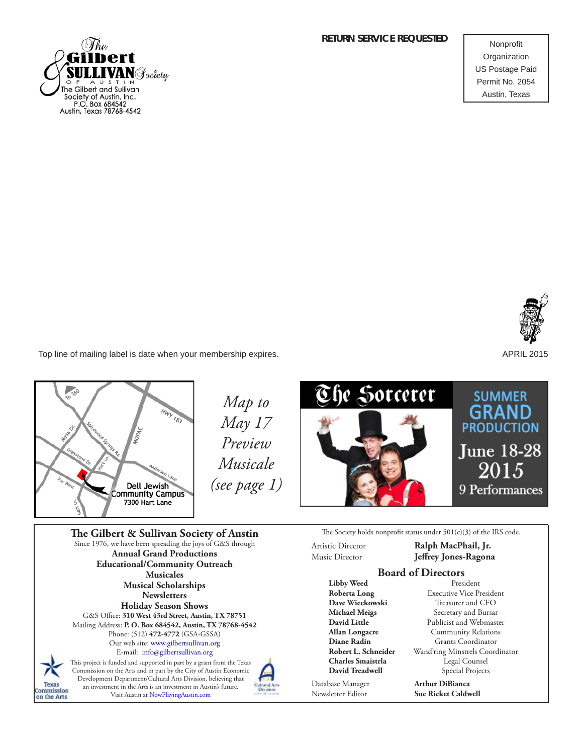The Gilbert & Sullivan Society of Austin
The Gilbert and Sullivan Society of Austin, Inc.
P.O. Box 684542
Austin, Texas 78768-4542

**RETURN SERVICE REQUESTED**

Nonprofit Organization
US Postage Paid
Permit No. 2054
Austin, Texas

Top line of mailing label is date when your membership expires.

APRIL 2015

To 360
HWY 183
Mesa Dr.
Spicewood Springs Rd.
MOPAC
Greystone Dr.
Hart Ln.
Anderson Lane
Far West
Hart Ln.
Dell Jewish Community Campus
7300 Hart Lane

*Map to May 17 Preview Musicale (see page 1)*

**The Sorcerer**

SUMMER GRAND PRODUCTION
June 18-28 2015
9 Performances

## The Gilbert & Sullivan Society of Austin

Since 1976, we have been spreading the joys of G&S through
**Annual Grand Productions**
**Educational/Community Outreach**
**Musicales**
**Musical Scholarships**
**Newsletters**
**Holiday Season Shows**

G&S Office: **310 West 43rd Street, Austin, TX 78751**
Mailing Address: **P. O. Box 684542, Austin, TX 78768-4542**
Phone: (512) **472-4772** (GSA-GSSA)
Our web site: www.gilbertsullivan.org
E-mail: info@gilbertsullivan.org

This project is funded and supported in part by a grant from the Texas Commission on the Arts and in part by the City of Austin Economic Development Department/Cultural Arts Division, believing that an investment in the Arts is an investment in Austin's future. Visit Austin at NowPlayingAustin.com

Texas Commission on the Arts
Cultural Arts Division

The Society holds nonprofit status under 501(c)(3) of the IRS code.

| | |
|---|---|
| Artistic Director | **Ralph MacPhail, Jr.** |
| Music Director | **Jeffrey Jones-Ragona** |

### Board of Directors

| | |
|---|---|
| **Libby Weed** | President |
| **Roberta Long** | Executive Vice President |
| **Dave Wieckowski** | Treasurer and CFO |
| **Michael Meigs** | Secretary and Bursar |
| **David Little** | Publicist and Webmaster |
| **Allan Longacre** | Community Relations |
| **Diane Radin** | Grants Coordinator |
| **Robert L. Schneider** | Wand'ring Minstrels Coordinator |
| **Charles Smaistrla** | Legal Counsel |
| **David Treadwell** | Special Projects |

| | |
|---|---|
| Database Manager | **Arthur DiBianca** |
| Newsletter Editor | **Sue Ricket Caldwell** |